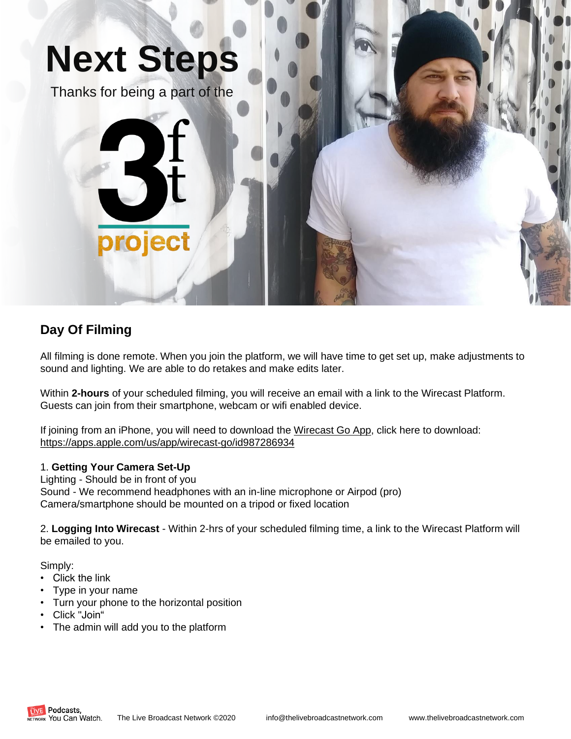# Next Steps

Thanks for being a part of the

3ft project

## Day Of Filming

All filming is done remote. When you join the platform, we will have time to get set up, make adjustments to sound and lighting. We are able to do retakes and make edits later.

Within **2-hours** of your scheduled filming, you will receive an email with a link to the Wirecast Platform. Guests can join from their smartphone, webcam or wifi enabled device.

If joining from an iPhone, you will need to download the Wirecast Go App, click here to download: https://apps.apple.com/us/app/wirecast-go/id987286934

1. **Getting Your Camera Set-Up**
Lighting - Should be in front of you
Sound - We recommend headphones with an in-line microphone or Airpod (pro)
Camera/smartphone should be mounted on a tripod or fixed location

2. **Logging Into Wirecast** - Within 2-hrs of your scheduled filming time, a link to the Wirecast Platform will be emailed to you.

Simply:

- Click the link
- Type in your name
- Turn your phone to the horizontal position
- Click "Join"
- The admin will add you to the platform

LIVE NETWORK Podcasts, You Can Watch. The Live Broadcast Network ©2020 info@thelivebroadcastnetwork.com www.thelivebroadcastnetwork.com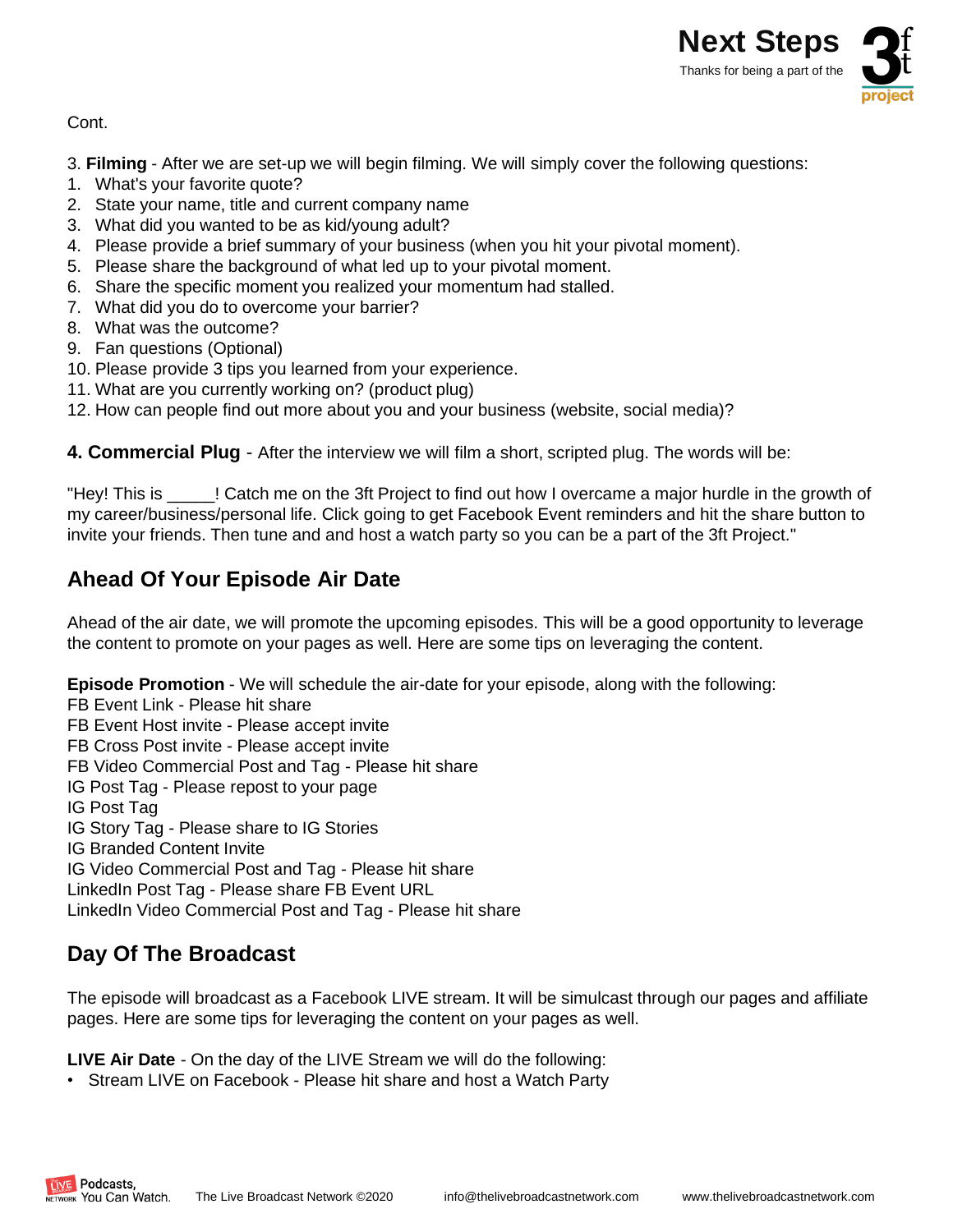Cont.

3. **Filming** - After we are set-up we will begin filming. We will simply cover the following questions:

1. What's your favorite quote?
2. State your name, title and current company name
3. What did you wanted to be as kid/young adult?
4. Please provide a brief summary of your business (when you hit your pivotal moment).
5. Please share the background of what led up to your pivotal moment.
6. Share the specific moment you realized your momentum had stalled.
7. What did you do to overcome your barrier?
8. What was the outcome?
9. Fan questions (Optional)
10. Please provide 3 tips you learned from your experience.
11. What are you currently working on? (product plug)
12. How can people find out more about you and your business (website, social media)?

**4. Commercial Plug** - After the interview we will film a short, scripted plug. The words will be:

"Hey! This is _____! Catch me on the 3ft Project to find out how I overcame a major hurdle in the growth of my career/business/personal life. Click going to get Facebook Event reminders and hit the share button to invite your friends. Then tune and and host a watch party so you can be a part of the 3ft Project."

## Ahead Of Your Episode Air Date

Ahead of the air date, we will promote the upcoming episodes. This will be a good opportunity to leverage the content to promote on your pages as well. Here are some tips on leveraging the content.

**Episode Promotion** - We will schedule the air-date for your episode, along with the following:
FB Event Link - Please hit share
FB Event Host invite - Please accept invite
FB Cross Post invite - Please accept invite
FB Video Commercial Post and Tag - Please hit share
IG Post Tag - Please repost to your page
IG Post Tag
IG Story Tag - Please share to IG Stories
IG Branded Content Invite
IG Video Commercial Post and Tag - Please hit share
LinkedIn Post Tag - Please share FB Event URL
LinkedIn Video Commercial Post and Tag - Please hit share

## Day Of The Broadcast

The episode will broadcast as a Facebook LIVE stream. It will be simulcast through our pages and affiliate pages. Here are some tips for leveraging the content on your pages as well.

**LIVE Air Date** - On the day of the LIVE Stream we will do the following:

- Stream LIVE on Facebook - Please hit share and host a Watch Party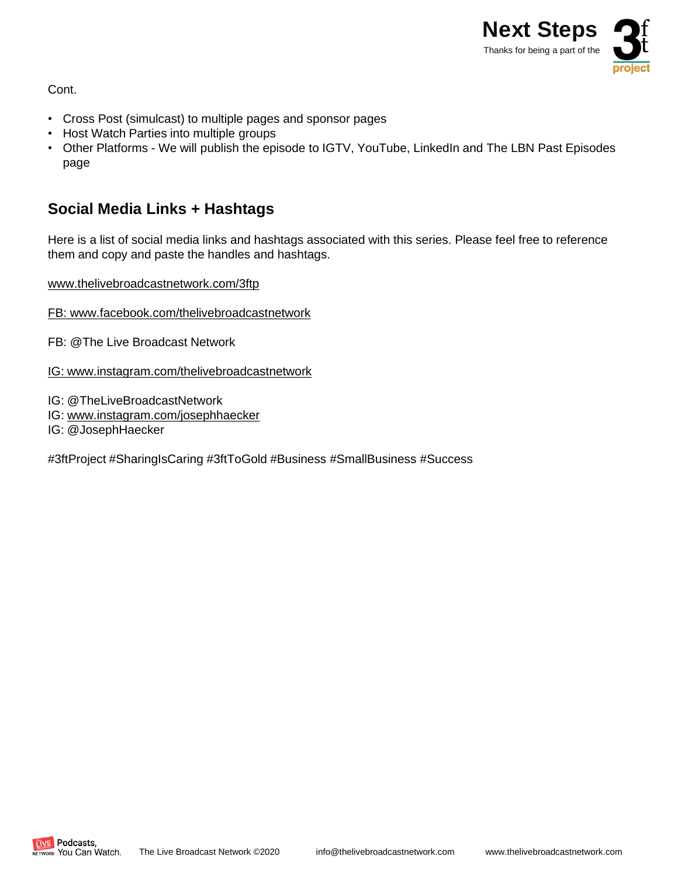Cont.

- Cross Post (simulcast) to multiple pages and sponsor pages
- Host Watch Parties into multiple groups
- Other Platforms - We will publish the episode to IGTV, YouTube, LinkedIn and The LBN Past Episodes page

## Social Media Links + Hashtags

Here is a list of social media links and hashtags associated with this series. Please feel free to reference them and copy and paste the handles and hashtags.

www.thelivebroadcastnetwork.com/3ftp

FB: www.facebook.com/thelivebroadcastnetwork

FB: @The Live Broadcast Network

IG: www.instagram.com/thelivebroadcastnetwork

IG: @TheLiveBroadcastNetwork
IG: www.instagram.com/josephhaecker
IG: @JosephHaecker

#3ftProject #SharingIsCaring #3ftToGold #Business #SmallBusiness #Success